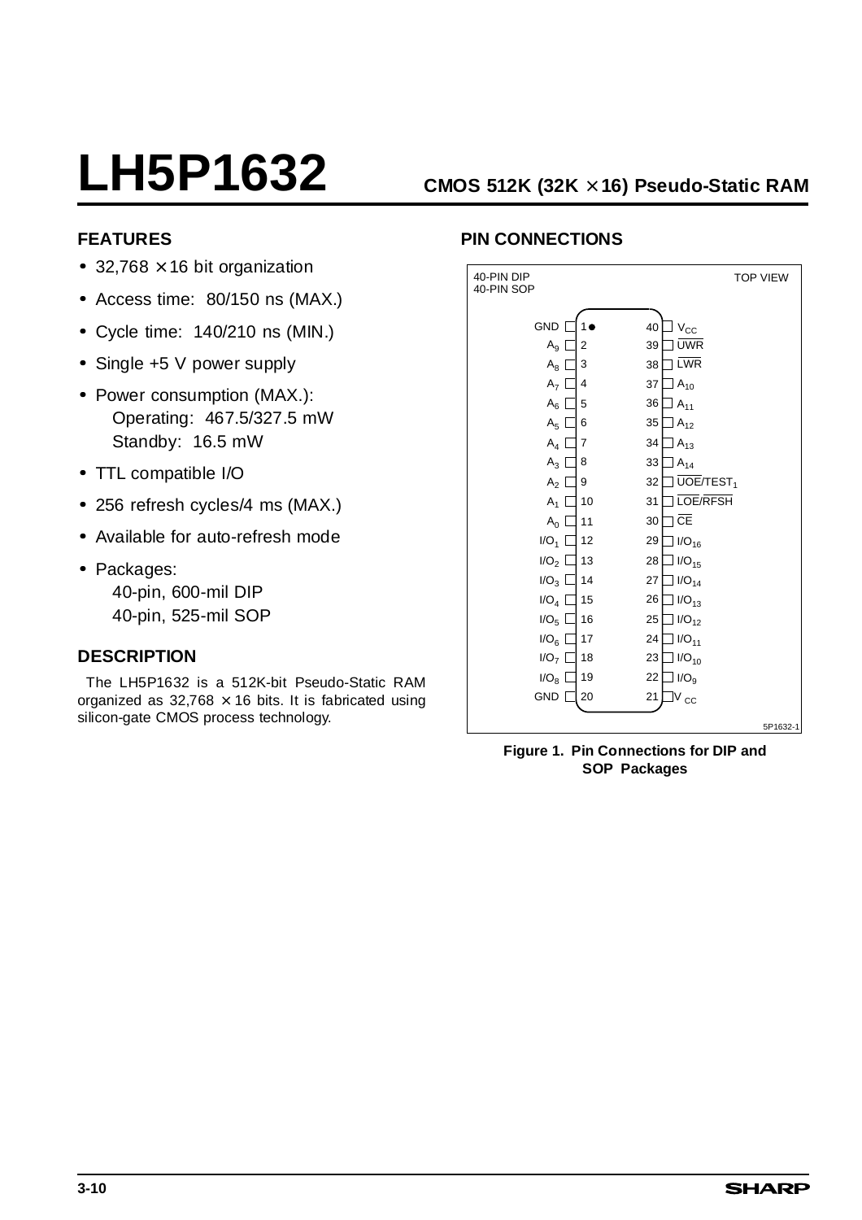# LH5P1632

## CMOS 512K (32K × 16) Pseudo-Static RAM

## FEATURES

- 32,768 × 16 bit organization
- Access time: 80/150 ns (MAX.)
- Cycle time: 140/210 ns (MIN.)
- Single +5 V power supply
- Power consumption (MAX.):
  Operating: 467.5/327.5 mW
  Standby: 16.5 mW
- TTL compatible I/O
- 256 refresh cycles/4 ms (MAX.)
- Available for auto-refresh mode
- Packages:
  40-pin, 600-mil DIP
  40-pin, 525-mil SOP

## DESCRIPTION

The LH5P1632 is a 512K-bit Pseudo-Static RAM organized as 32,768 × 16 bits. It is fabricated using silicon-gate CMOS process technology.

## PIN CONNECTIONS

40-PIN DIP
40-PIN SOP
TOP VIEW

| Signal | Pin | Pin | Signal |
|---|---|---|---|
| GND | 1 | 40 | $V_{CC}$ |
| $A_9$ | 2 | 39 | $\overline{UWR}$ |
| $A_8$ | 3 | 38 | $\overline{LWR}$ |
| $A_7$ | 4 | 37 | $A_{10}$ |
| $A_6$ | 5 | 36 | $A_{11}$ |
| $A_5$ | 6 | 35 | $A_{12}$ |
| $A_4$ | 7 | 34 | $A_{13}$ |
| $A_3$ | 8 | 33 | $A_{14}$ |
| $A_2$ | 9 | 32 | $\overline{UOE}/TEST_1$ |
| $A_1$ | 10 | 31 | $\overline{LOE}/\overline{RFSH}$ |
| $A_0$ | 11 | 30 | $\overline{CE}$ |
| $I/O_1$ | 12 | 29 | $I/O_{16}$ |
| $I/O_2$ | 13 | 28 | $I/O_{15}$ |
| $I/O_3$ | 14 | 27 | $I/O_{14}$ |
| $I/O_4$ | 15 | 26 | $I/O_{13}$ |
| $I/O_5$ | 16 | 25 | $I/O_{12}$ |
| $I/O_6$ | 17 | 24 | $I/O_{11}$ |
| $I/O_7$ | 18 | 23 | $I/O_{10}$ |
| $I/O_8$ | 19 | 22 | $I/O_9$ |
| GND | 20 | 21 | $V_{CC}$ |

5P1632-1

**Figure 1. Pin Connections for DIP and SOP Packages**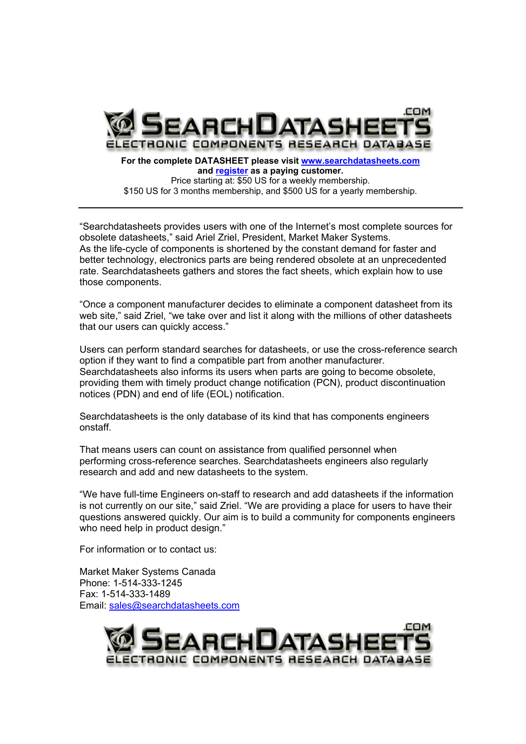**For the complete DATASHEET please visit [www.searchdatasheets.com](www.searchdatasheets.com)**
**and [register](register) as a paying customer.**
Price starting at: $50 US for a weekly membership.
$150 US for 3 months membership, and $500 US for a yearly membership.

---

"Searchdatasheets provides users with one of the Internet's most complete sources for obsolete datasheets," said Ariel Zriel, President, Market Maker Systems.
As the life-cycle of components is shortened by the constant demand for faster and better technology, electronics parts are being rendered obsolete at an unprecedented rate. Searchdatasheets gathers and stores the fact sheets, which explain how to use those components.

"Once a component manufacturer decides to eliminate a component datasheet from its web site," said Zriel, "we take over and list it along with the millions of other datasheets that our users can quickly access."

Users can perform standard searches for datasheets, or use the cross-reference search option if they want to find a compatible part from another manufacturer.
Searchdatasheets also informs its users when parts are going to become obsolete, providing them with timely product change notification (PCN), product discontinuation notices (PDN) and end of life (EOL) notification.

Searchdatasheets is the only database of its kind that has components engineers onstaff.

That means users can count on assistance from qualified personnel when performing cross-reference searches. Searchdatasheets engineers also regularly research and add and new datasheets to the system.

"We have full-time Engineers on-staff to research and add datasheets if the information is not currently on our site," said Zriel. "We are providing a place for users to have their questions answered quickly. Our aim is to build a community for components engineers who need help in product design."

For information or to contact us:

Market Maker Systems Canada
Phone: 1-514-333-1245
Fax: 1-514-333-1489
Email: [sales@searchdatasheets.com](mailto:sales@searchdatasheets.com)